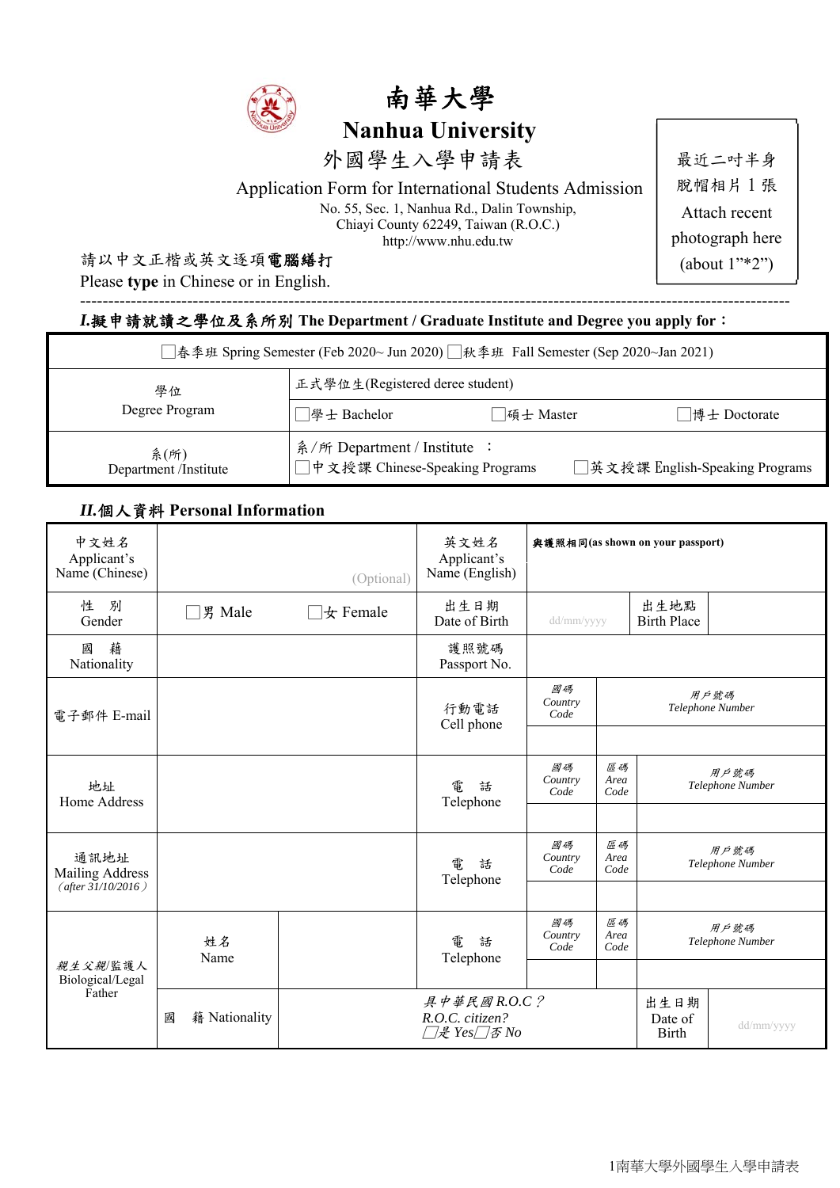# 南華大學

# Nanhua University

## 外國學生入學申請表

## Application Form for International Students Admission

No. 55, Sec. 1, Nanhua Rd., Dalin Township,
Chiayi County 62249, Taiwan (R.O.C.)
http://www.nhu.edu.tw

最近二吋半身脫帽相片 1 張
Attach recent photograph here (about 1"*2")

請以中文正楷或英文逐項**電腦繕打**
Please **type** in Chinese or in English.

---

### *I.*擬申請就讀之學位及系所別 The Department / Graduate Institute and Degree you apply for：

| ☐春季班 Spring Semester (Feb 2020~ Jun 2020) ☐秋季班 Fall Semester (Sep 2020~Jan 2021) | | | |
|---|---|---|---|
| 學位 Degree Program | 正式學位生(Registered deree student) | | |
| | ☐學士 Bachelor | ☐碩士 Master | ☐博士 Doctorate |
| 系(所) Department /Institute | 系/所 Department / Institute ： | | |
| | ☐中文授課 Chinese-Speaking Programs | ☐英文授課 English-Speaking Programs | |

### *II.*個人資料 Personal Information

| 中文姓名 Applicant's Name (Chinese) | (Optional) | | 英文姓名 Applicant's Name (English) | 與護照相同(as shown on your passport) | | | |
|---|---|---|---|---|---|---|---|
| 性 別 Gender | ☐男 Male | ☐女 Female | 出生日期 Date of Birth | dd/mm/yyyy | | 出生地點 Birth Place | |
| 國 籍 Nationality | | | 護照號碼 Passport No. | | | | |
| 電子郵件 E-mail | | | 行動電話 Cell phone | 國碼 Country Code | 用戶號碼 Telephone Number | | |
| 地址 Home Address | | | 電 話 Telephone | 國碼 Country Code | 區碼 Area Code | 用戶號碼 Telephone Number | |
| 通訊地址 Mailing Address (after 31/10/2016) | | | 電 話 Telephone | 國碼 Country Code | 區碼 Area Code | 用戶號碼 Telephone Number | |
| 親生父親/監護人 Biological/Legal Father | 姓名 Name | | 電 話 Telephone | 國碼 Country Code | 區碼 Area Code | 用戶號碼 Telephone Number | |
| | 國 籍 Nationality | | 具中華民國 R.O.C？ R.O.C. citizen? ☐是 Yes☐否 No | | | 出生日期 Date of Birth | dd/mm/yyyy |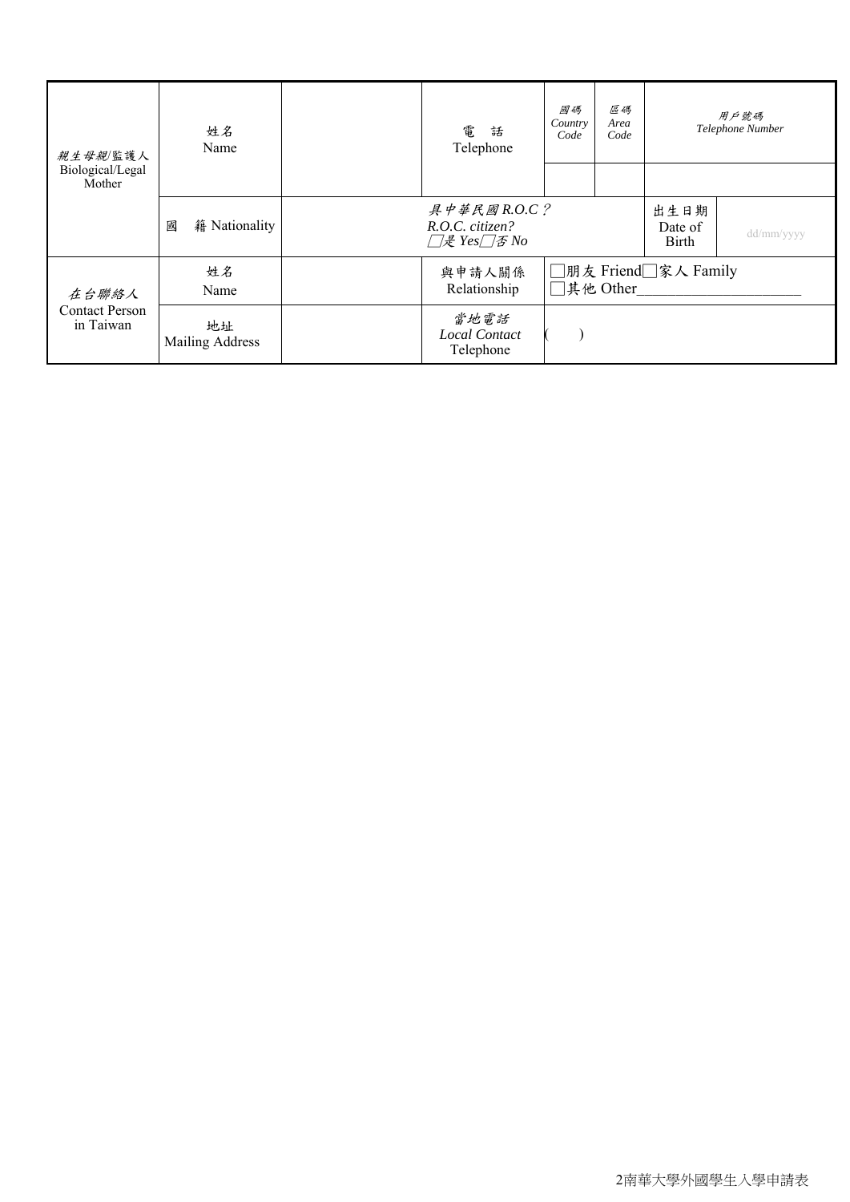| 親生母親/監護人 Biological/Legal Mother | 姓名 Name | | 電 話 Telephone | 國碼 Country Code | 區碼 Area Code | 用戶號碼 Telephone Number | |
|---|---|---|---|---|---|---|---|
| | | | | | | | |
| | 國 籍 Nationality | | 具中華民國 R.O.C？ R.O.C. citizen? □是 Yes□否 No | | | 出生日期 Date of Birth | dd/mm/yyyy |
| 在台聯絡人 Contact Person in Taiwan | 姓名 Name | | 與申請人關係 Relationship | □朋友 Friend□家人 Family □其他 Other____________________ | | | |
| | 地址 Mailing Address | | 當地電話 Local Contact Telephone | ( ) | | | |

2南華大學外國學生入學申請表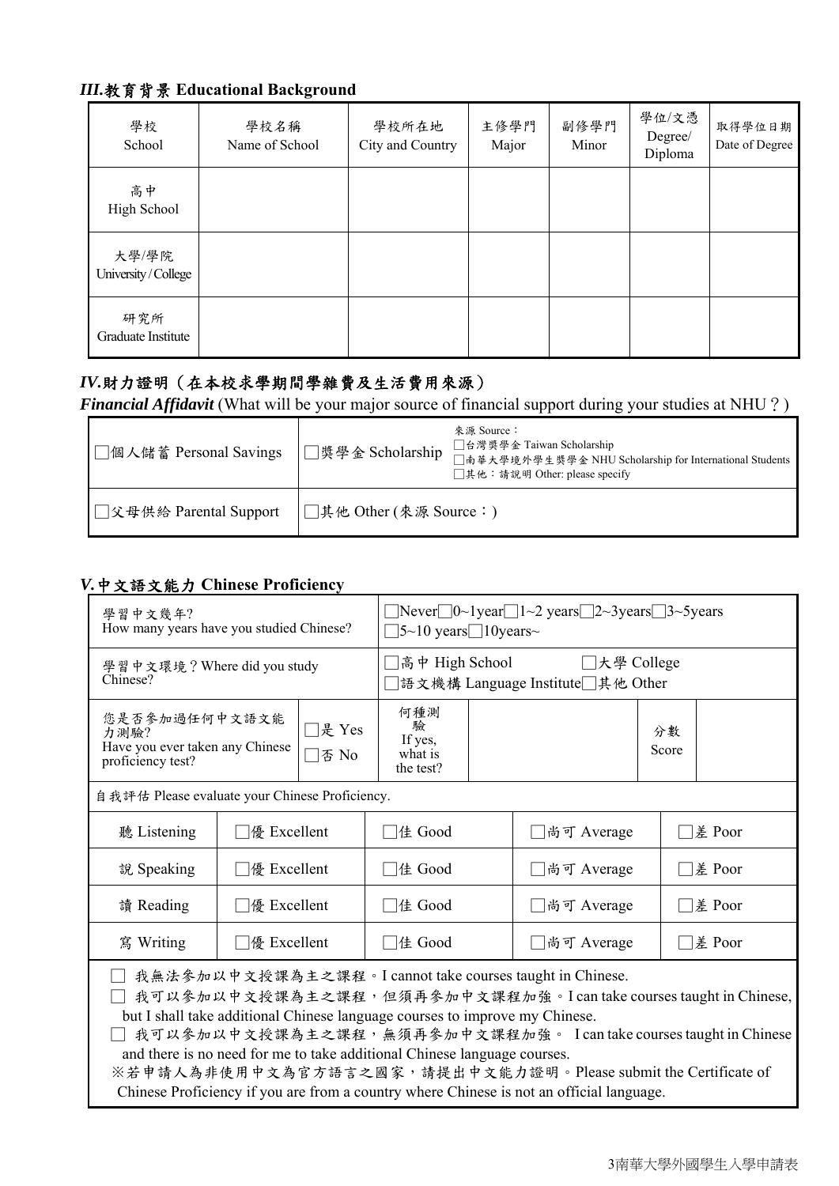### *III.*教育背景 Educational Background

| 學校<br>School | 學校名稱<br>Name of School | 學校所在地<br>City and Country | 主修學門<br>Major | 副修學門<br>Minor | 學位/文憑<br>Degree/<br>Diploma | 取得學位日期<br>Date of Degree |
|---|---|---|---|---|---|---|
| 高中<br>High School | | | | | | |
| 大學/學院<br>University / College | | | | | | |
| 研究所<br>Graduate Institute | | | | | | |

### *IV.*財力證明（在本校求學期間學雜費及生活費用來源）

***Financial Affidavit*** (What will be your major source of financial support during your studies at NHU？)

| | |
|---|---|
| □個人儲蓄 Personal Savings | □獎學金 Scholarship　來源 Source：<br>□台灣獎學金 Taiwan Scholarship<br>□南華大學境外學生獎學金 NHU Scholarship for International Students<br>□其他：請說明 Other: please specify |
| □父母供給 Parental Support | □其他 Other (來源 Source：) |

### *V.*中文語文能力 Chinese Proficiency

| | | | | | |
|---|---|---|---|---|---|
| 學習中文幾年?<br>How many years have you studied Chinese? | | □Never□0~1year□1~2 years□2~3years□3~5years<br>□5~10 years□10years~ | | | |
| 學習中文環境？Where did you study Chinese? | | □高中 High School　□大學 College<br>□語文機構 Language Institute□其他 Other | | | |
| 您是否參加過任何中文語文能力測驗?<br>Have you ever taken any Chinese proficiency test? | □是 Yes<br>□否 No | 何種測驗<br>If yes, what is the test? | | 分數<br>Score | |

自我評估 Please evaluate your Chinese Proficiency.

| | | | | |
|---|---|---|---|---|
| 聽 Listening | □優 Excellent | □佳 Good | □尚可 Average | □差 Poor |
| 說 Speaking | □優 Excellent | □佳 Good | □尚可 Average | □差 Poor |
| 讀 Reading | □優 Excellent | □佳 Good | □尚可 Average | □差 Poor |
| 寫 Writing | □優 Excellent | □佳 Good | □尚可 Average | □差 Poor |

□ 我無法參加以中文授課為主之課程。I cannot take courses taught in Chinese.

□ 我可以參加以中文授課為主之課程，但須再參加中文課程加強。I can take courses taught in Chinese, but I shall take additional Chinese language courses to improve my Chinese.

□ 我可以參加以中文授課為主之課程，無須再參加中文課程加強。 I can take courses taught in Chinese and there is no need for me to take additional Chinese language courses.

※若申請人為非使用中文為官方語言之國家，請提出中文能力證明。Please submit the Certificate of Chinese Proficiency if you are from a country where Chinese is not an official language.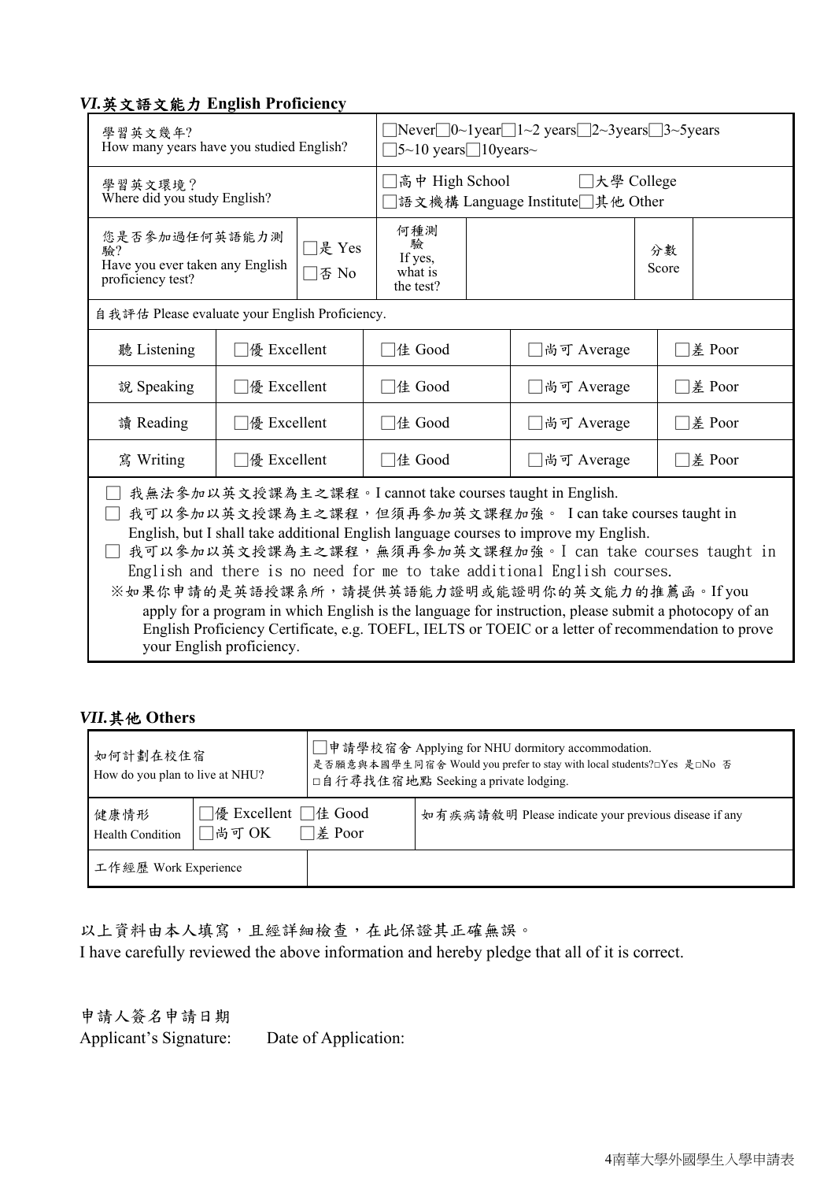### *VI.*英文語文能力 English Proficiency

| 學習英文幾年?<br>How many years have you studied English? | | | □Never□0~1year□1~2 years□2~3years□3~5years<br>□5~10 years□10years~ | | | |
|---|---|---|---|---|---|---|
| 學習英文環境？<br>Where did you study English? | | | □高中 High School　　□大學 College<br>□語文機構 Language Institute□其他 Other | | | |
| 您是否參加過任何英語能力測驗?<br>Have you ever taken any English proficiency test? | | □是 Yes<br>□否 No | 何種測驗<br>If yes, what is the test? | | 分數<br>Score | |
| 自我評估 Please evaluate your English Proficiency. | | | | | | |
| 聽 Listening | □優 Excellent | | □佳 Good | □尚可 Average | | □差 Poor |
| 說 Speaking | □優 Excellent | | □佳 Good | □尚可 Average | | □差 Poor |
| 讀 Reading | □優 Excellent | | □佳 Good | □尚可 Average | | □差 Poor |
| 寫 Writing | □優 Excellent | | □佳 Good | □尚可 Average | | □差 Poor |

□ 我無法參加以英文授課為主之課程。I cannot take courses taught in English.
□ 我可以參加以英文授課為主之課程，但須再參加英文課程加強。 I can take courses taught in English, but I shall take additional English language courses to improve my English.
□ 我可以參加以英文授課為主之課程，無須再參加英文課程加強。I can take courses taught in English and there is no need for me to take additional English courses.

※如果你申請的是英語授課系所，請提供英語能力證明或能證明你的英文能力的推薦函。If you apply for a program in which English is the language for instruction, please submit a photocopy of an English Proficiency Certificate, e.g. TOEFL, IELTS or TOEIC or a letter of recommendation to prove your English proficiency.

### *VII.*其他 Others

| 如何計劃在校住宿<br>How do you plan to live at NHU? | | □申請學校宿舍 Applying for NHU dormitory accommodation.<br>是否願意與本國學生同宿舍 Would you prefer to stay with local students?□Yes 是□No 否<br>□自行尋找住宿地點 Seeking a private lodging. |
|---|---|---|
| 健康情形<br>Health Condition | □優 Excellent □佳 Good<br>□尚可 OK　　□差 Poor | 如有疾病請敘明 Please indicate your previous disease if any |
| 工作經歷 Work Experience | | |

以上資料由本人填寫，且經詳細檢查，在此保證其正確無誤。
I have carefully reviewed the above information and hereby pledge that all of it is correct.

申請人簽名申請日期
Applicant's Signature:　　Date of Application: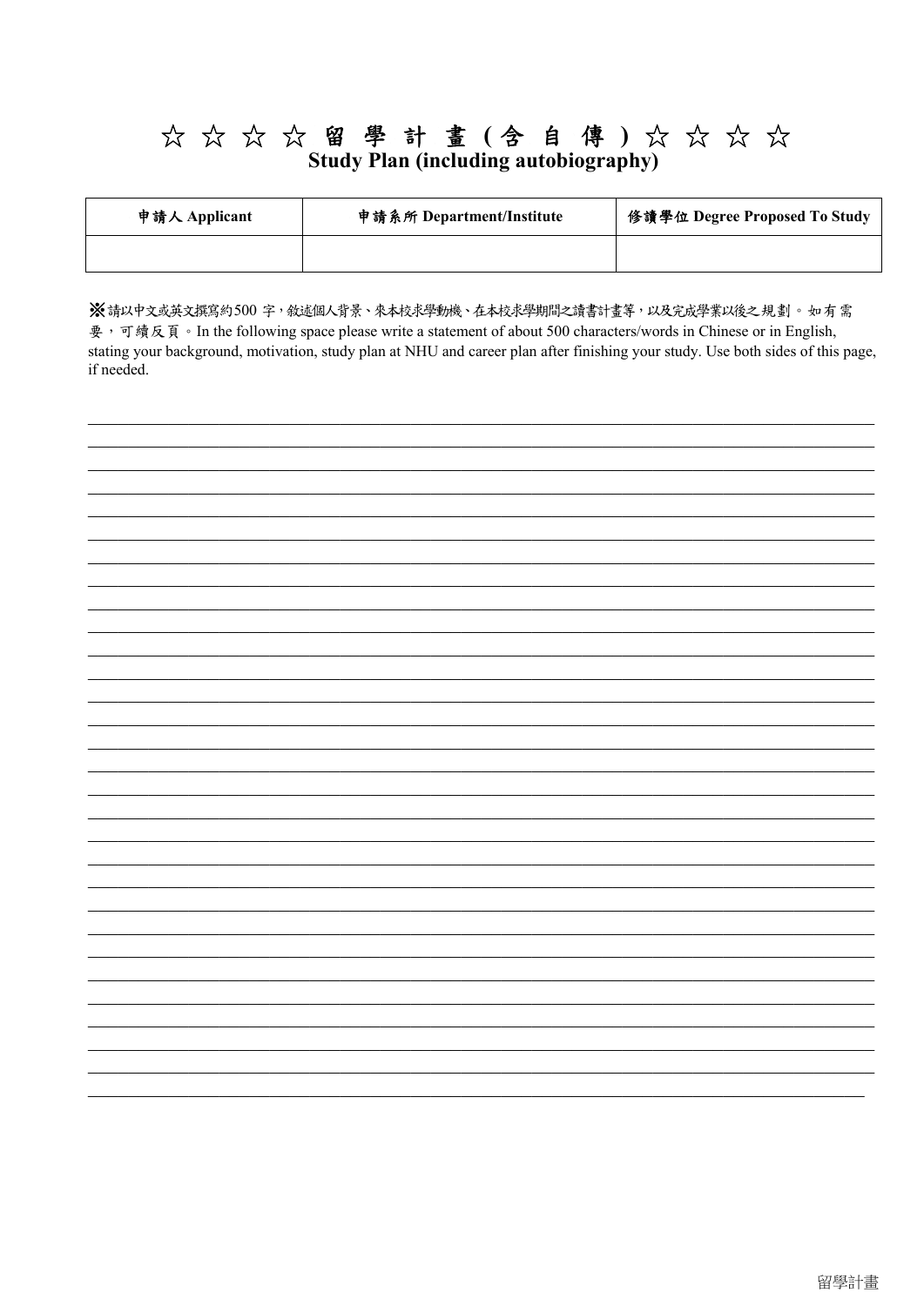# ☆ ☆ ☆ ☆ 留 學 計 畫 ( 含 自 傳 ) ☆ ☆ ☆ ☆

## Study Plan (including autobiography)

| 申請人 Applicant | 申請系所 Department/Institute | 修讀學位 Degree Proposed To Study |
|---|---|---|
| | | |

※請以中文或英文撰寫約500 字，敘述個人背景、來本校求學動機、在本校求學期間之讀書計畫等，以及完成學業以後之規劃。如有需要，可續反頁。In the following space please write a statement of about 500 characters/words in Chinese or in English, stating your background, motivation, study plan at NHU and career plan after finishing your study. Use both sides of this page, if needed.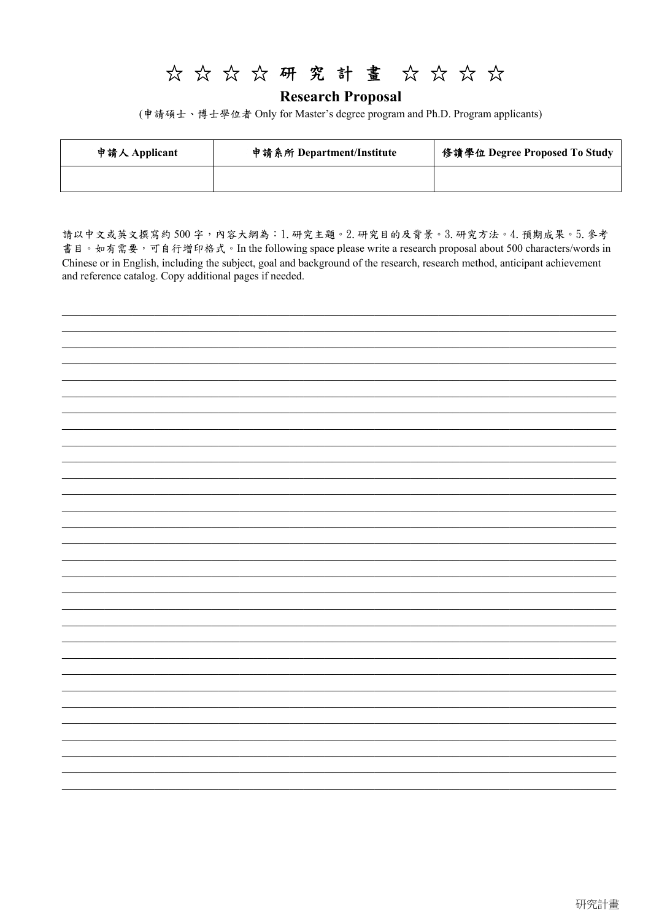# ☆☆☆☆研究計畫☆☆☆☆

## Research Proposal

(申請碩士、博士學位者 Only for Master's degree program and Ph.D. Program applicants)

| 申請人 Applicant | 申請系所 Department/Institute | 修讀學位 Degree Proposed To Study |
|---|---|---|
| | | |

請以中文或英文撰寫約 500 字，內容大綱為：1.研究主題。2.研究目的及背景。3.研究方法。4.預期成果。5.參考書目。如有需要，可自行增印格式。In the following space please write a research proposal about 500 characters/words in Chinese or in English, including the subject, goal and background of the research, research method, anticipant achievement and reference catalog. Copy additional pages if needed.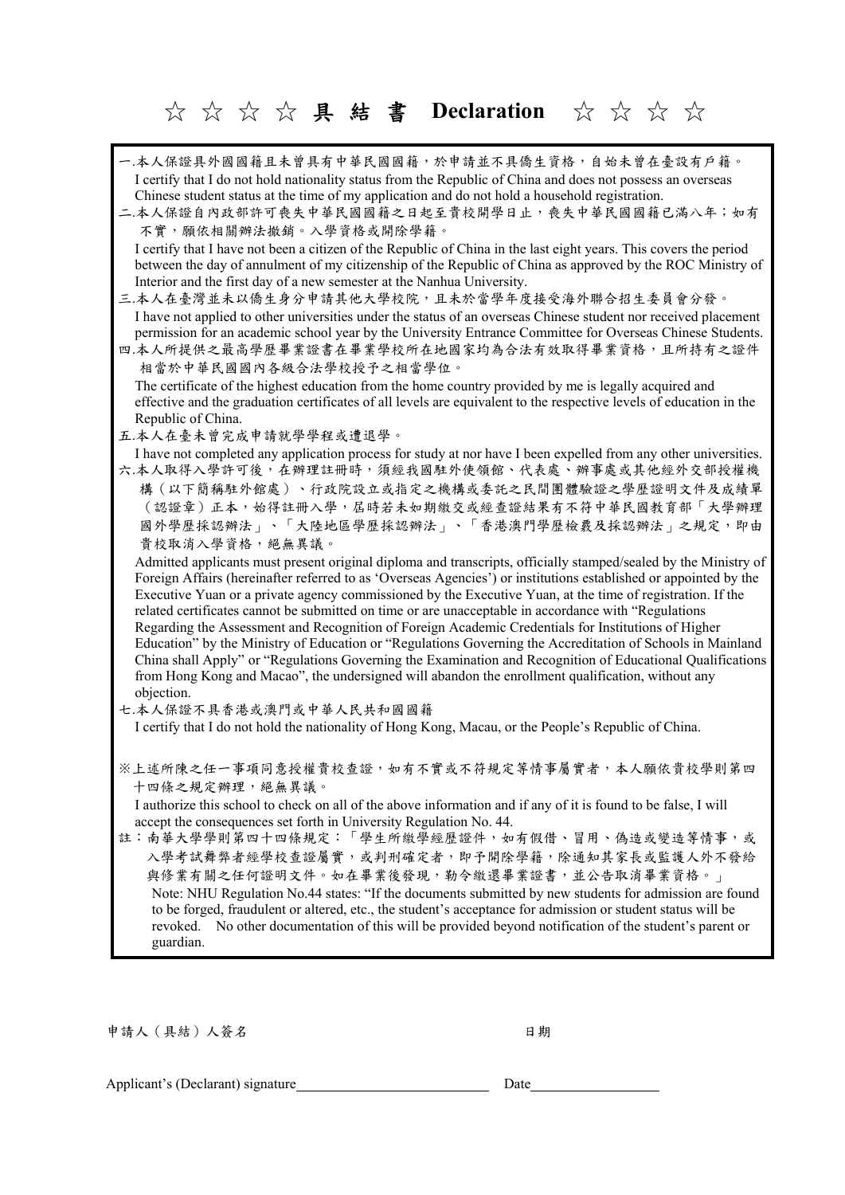# ☆ ☆ ☆ ☆ 具 結 書 Declaration ☆ ☆ ☆ ☆

一.本人保證具外國國籍且未曾具有中華民國國籍，於申請並不具僑生資格，自始未曾在臺設有戶籍。
I certify that I do not hold nationality status from the Republic of China and does not possess an overseas Chinese student status at the time of my application and do not hold a household registration.

二.本人保證自內政部許可喪失中華民國國籍之日起至貴校開學日止，喪失中華民國國籍已滿八年；如有不實，願依相關辦法撤銷。入學資格或開除學籍。
I certify that I have not been a citizen of the Republic of China in the last eight years. This covers the period between the day of annulment of my citizenship of the Republic of China as approved by the ROC Ministry of Interior and the first day of a new semester at the Nanhua University.

三.本人在臺灣並未以僑生身分申請其他大學校院，且未於當學年度接受海外聯合招生委員會分發。
I have not applied to other universities under the status of an overseas Chinese student nor received placement permission for an academic school year by the University Entrance Committee for Overseas Chinese Students.

四.本人所提供之最高學歷畢業證書在畢業學校所在地國家均為合法有效取得畢業資格，且所持有之證件相當於中華民國國內各級合法學校授予之相當學位。
The certificate of the highest education from the home country provided by me is legally acquired and effective and the graduation certificates of all levels are equivalent to the respective levels of education in the Republic of China.

五.本人在臺未曾完成申請就學學程或遭退學。
I have not completed any application process for study at nor have I been expelled from any other universities.

六.本人取得入學許可後，在辦理註冊時，須經我國駐外使領館、代表處、辦事處或其他經外交部授權機構（以下簡稱駐外館處）、行政院設立或指定之機構或委託之民間團體驗證之學歷證明文件及成績單（認證章）正本，始得註冊入學，屆時若未如期繳交或經查證結果有不符中華民國教育部「大學辦理國外學歷採認辦法」、「大陸地區學歷採認辦法」、「香港澳門學歷檢覈及採認辦法」之規定，即由貴校取消入學資格，絕無異議。
Admitted applicants must present original diploma and transcripts, officially stamped/sealed by the Ministry of Foreign Affairs (hereinafter referred to as 'Overseas Agencies') or institutions established or appointed by the Executive Yuan or a private agency commissioned by the Executive Yuan, at the time of registration. If the related certificates cannot be submitted on time or are unacceptable with in accordance with "Regulations Regarding the Assessment and Recognition of Foreign Academic Credentials for Institutions of Higher Education" by the Ministry of Education or "Regulations Governing the Accreditation of Schools in Mainland China shall Apply" or "Regulations Governing the Examination and Recognition of Educational Qualifications from Hong Kong and Macao", the undersigned will abandon the enrollment qualification, without any objection.

七.本人保證不具香港或澳門或中華人民共和國國籍
I certify that I do not hold the nationality of Hong Kong, Macau, or the People's Republic of China.

※上述所陳之任一事項同意授權貴校查證，如有不實或不符規定等情事屬實者，本人願依貴校學則第四十四條之規定辦理，絕無異議。
I authorize this school to check on all of the above information and if any of it is found to be false, I will accept the consequences set forth in University Regulation No. 44.

註：南華大學學則第四十四條規定：「學生所繳學經歷證件，如有假借、冒用、偽造或變造等情事，或入學考試舞弊者經學校查證屬實，或判刑確定者，即予開除學籍，除通知其家長或監護人外不發給與修業有關之任何證明文件。如在畢業後發現，勒令繳還畢業證書，並公告取消畢業資格。」
Note: NHU Regulation No.44 states: "If the documents submitted by new students for admission are found to be forged, fraudulent or altered, etc., the student's acceptance for admission or student status will be revoked. No other documentation of this will be provided beyond notification of the student's parent or guardian.

申請人（具結）人簽名　　　　　　　　　　　　日期

Applicant's (Declarant) signature____________________ Date______________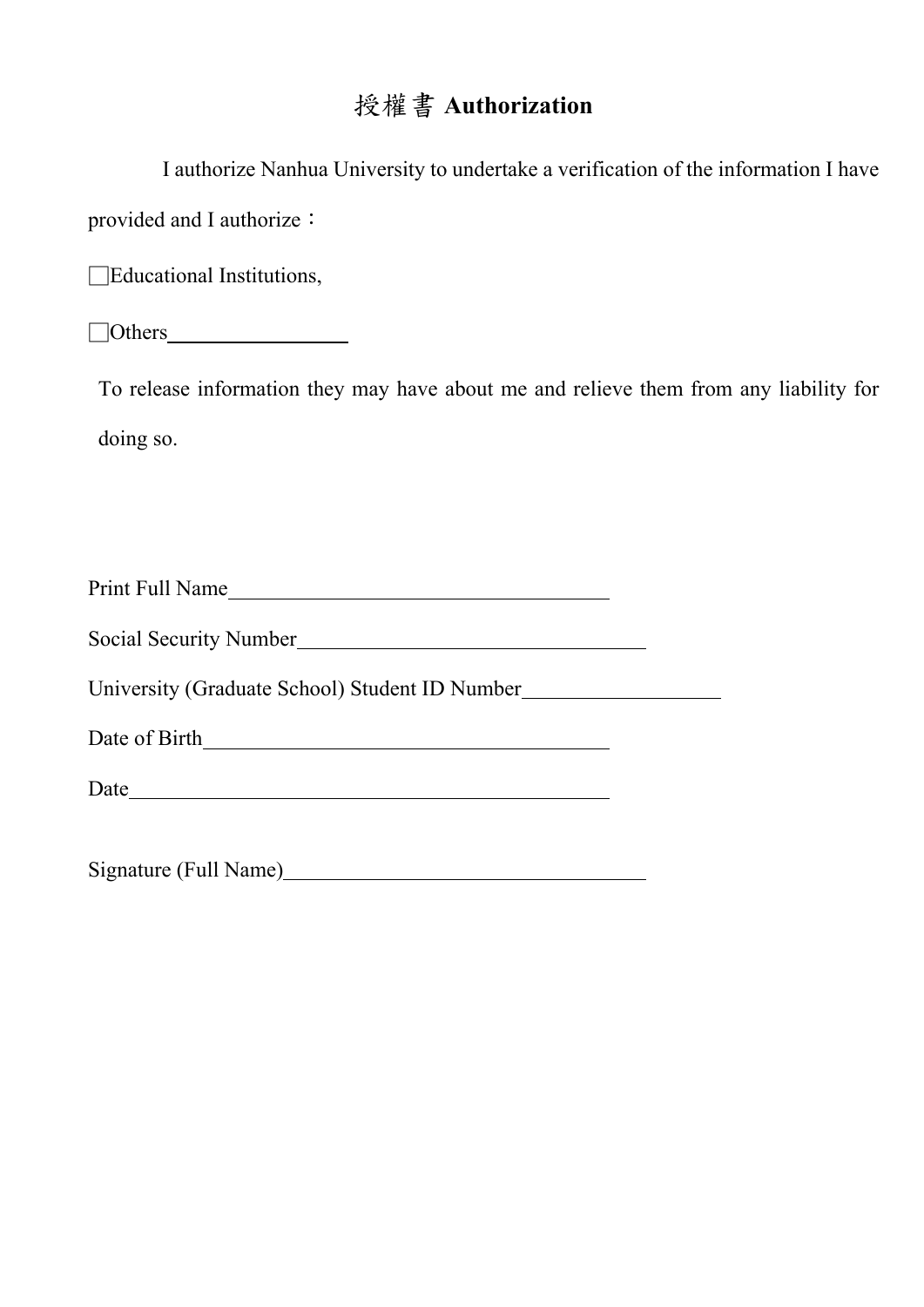# 授權書 **Authorization**

I authorize Nanhua University to undertake a verification of the information I have provided and I authorize：

☐Educational Institutions,

☐Others\_\_\_\_\_\_\_\_\_\_\_\_\_\_\_\_\_\_

To release information they may have about me and relieve them from any liability for doing so.

Print Full Name\_\_\_\_\_\_\_\_\_\_\_\_\_\_\_\_\_\_\_\_\_\_\_\_\_\_\_\_\_\_\_\_\_\_\_\_\_\_

Social Security Number\_\_\_\_\_\_\_\_\_\_\_\_\_\_\_\_\_\_\_\_\_\_\_\_\_\_\_\_\_\_\_\_\_\_\_

University (Graduate School) Student ID Number\_\_\_\_\_\_\_\_\_\_\_\_\_\_\_\_\_\_\_

Date of Birth\_\_\_\_\_\_\_\_\_\_\_\_\_\_\_\_\_\_\_\_\_\_\_\_\_\_\_\_\_\_\_\_\_\_\_\_\_\_\_\_

Date\_\_\_\_\_\_\_\_\_\_\_\_\_\_\_\_\_\_\_\_\_\_\_\_\_\_\_\_\_\_\_\_\_\_\_\_\_\_\_\_\_\_\_\_\_\_\_

Signature (Full Name)\_\_\_\_\_\_\_\_\_\_\_\_\_\_\_\_\_\_\_\_\_\_\_\_\_\_\_\_\_\_\_\_\_\_\_\_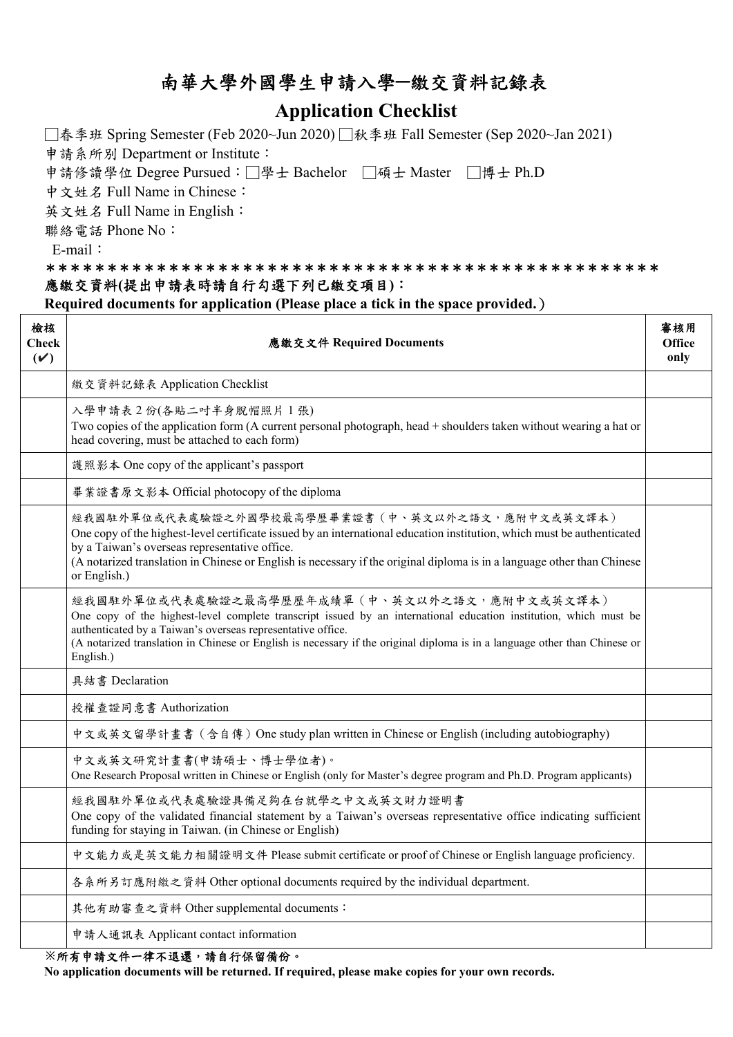# 南華大學外國學生申請入學—繳交資料記錄表

## Application Checklist

□春季班 Spring Semester (Feb 2020~Jun 2020) □秋季班 Fall Semester (Sep 2020~Jan 2021)

申請系所別 Department or Institute：

申請修讀學位 Degree Pursued：□學士 Bachelor □碩士 Master □博士 Ph.D

中文姓名 Full Name in Chinese：

英文姓名 Full Name in English：

聯絡電話 Phone No：

E-mail：

\*\*\*\*\*\*\*\*\*\*\*\*\*\*\*\*\*\*\*\*\*\*\*\*\*\*\*\*\*\*\*\*\*\*\*\*\*\*\*\*\*\*\*\*\*\*\*\*\*

**應繳交資料(提出申請表時請自行勾選下列已繳交項目)：**

**Required documents for application (Please place a tick in the space provided.）**

| 檢核 Check (✔) | 應繳交文件 Required Documents | 審核用 Office only |
|---|---|---|
| | 繳交資料記錄表 Application Checklist | |
| | 入學申請表 2 份(各貼二吋半身脫帽照片 1 張)<br>Two copies of the application form (A current personal photograph, head + shoulders taken without wearing a hat or head covering, must be attached to each form) | |
| | 護照影本 One copy of the applicant's passport | |
| | 畢業證書原文影本 Official photocopy of the diploma | |
| | 經我國駐外單位或代表處驗證之外國學校最高學歷畢業證書（中、英文以外之語文，應附中文或英文譯本）<br>One copy of the highest-level certificate issued by an international education institution, which must be authenticated by a Taiwan's overseas representative office.<br>(A notarized translation in Chinese or English is necessary if the original diploma is in a language other than Chinese or English.) | |
| | 經我國駐外單位或代表處驗證之最高學歷歷年成績單（中、英文以外之語文，應附中文或英文譯本）<br>One copy of the highest-level complete transcript issued by an international education institution, which must be authenticated by a Taiwan's overseas representative office.<br>(A notarized translation in Chinese or English is necessary if the original diploma is in a language other than Chinese or English.) | |
| | 具結書 Declaration | |
| | 授權查證同意書 Authorization | |
| | 中文或英文留學計畫書（含自傳）One study plan written in Chinese or English (including autobiography) | |
| | 中文或英文研究計畫書(申請碩士、博士學位者)。<br>One Research Proposal written in Chinese or English (only for Master's degree program and Ph.D. Program applicants) | |
| | 經我國駐外單位或代表處驗證具備足夠在台就學之中文或英文財力證明書<br>One copy of the validated financial statement by a Taiwan's overseas representative office indicating sufficient funding for staying in Taiwan. (in Chinese or English) | |
| | 中文能力或是英文能力相關證明文件 Please submit certificate or proof of Chinese or English language proficiency. | |
| | 各系所另訂應附繳之資料 Other optional documents required by the individual department. | |
| | 其他有助審查之資料 Other supplemental documents： | |
| | 申請人通訊表 Applicant contact information | |

**※所有申請文件一律不退還，請自行保留備份。**

**No application documents will be returned. If required, please make copies for your own records.**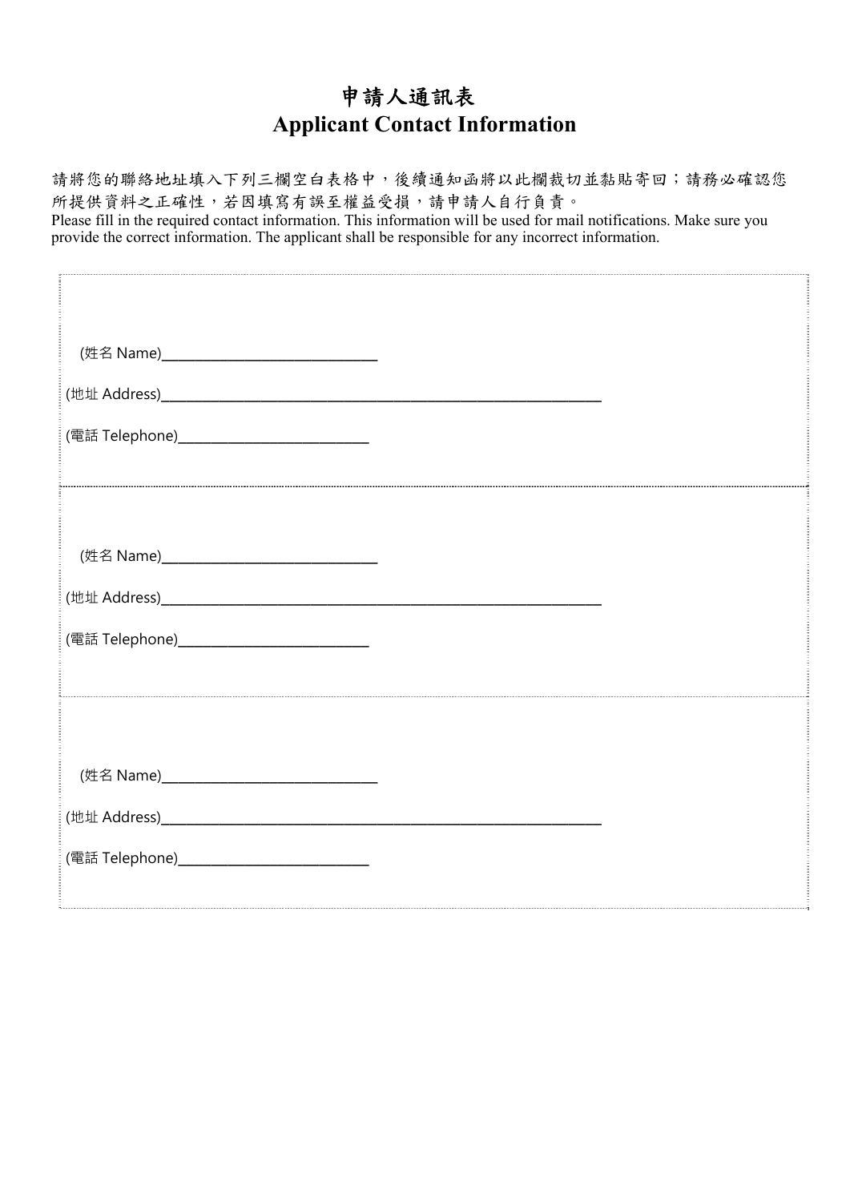# 申請人通訊表
# Applicant Contact Information

請將您的聯絡地址填入下列三欄空白表格中，後續通知函將以此欄裁切並黏貼寄回；請務必確認您所提供資料之正確性，若因填寫有誤至權益受損，請申請人自行負責。
Please fill in the required contact information. This information will be used for mail notifications. Make sure you provide the correct information. The applicant shall be responsible for any incorrect information.

(姓名 Name)________________________________

(地址 Address)________________________________________________________________

(電話 Telephone)____________________________

---

(姓名 Name)________________________________

(地址 Address)________________________________________________________________

(電話 Telephone)____________________________

---

(姓名 Name)________________________________

(地址 Address)________________________________________________________________

(電話 Telephone)____________________________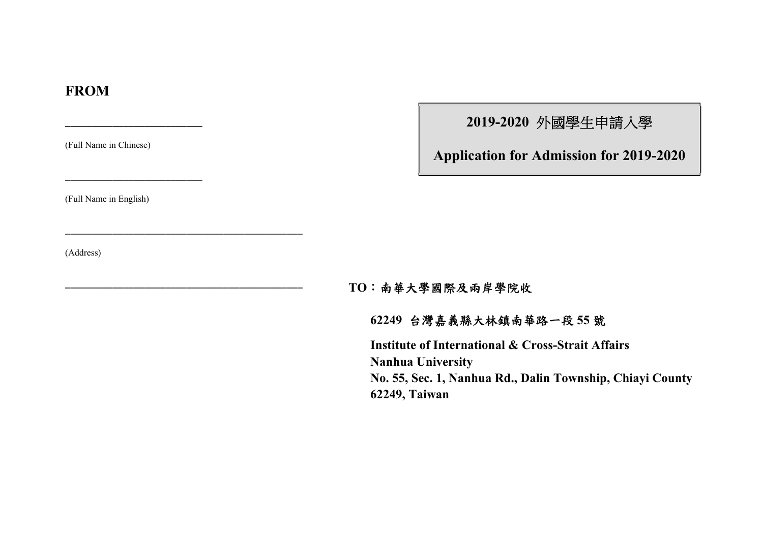**FROM**

\_\_\_\_\_\_\_\_\_\_\_\_\_\_\_\_\_\_\_\_\_\_\_\_

(Full Name in Chinese)

\_\_\_\_\_\_\_\_\_\_\_\_\_\_\_\_\_\_\_\_\_\_\_\_

(Full Name in English)

\_\_\_\_\_\_\_\_\_\_\_\_\_\_\_\_\_\_\_\_\_\_\_\_\_\_\_\_\_\_\_\_\_\_\_\_\_\_\_\_\_\_

(Address)

\_\_\_\_\_\_\_\_\_\_\_\_\_\_\_\_\_\_\_\_\_\_\_\_\_\_\_\_\_\_\_\_\_\_\_\_\_\_\_\_\_\_

**2019-2020 外國學生申請入學**

**Application for Admission for 2019-2020**

**TO：南華大學國際及兩岸學院收**

**62249 台灣嘉義縣大林鎮南華路一段 55 號**

**Institute of International & Cross-Strait Affairs**
**Nanhua University**
**No. 55, Sec. 1, Nanhua Rd., Dalin Township, Chiayi County**
**62249, Taiwan**